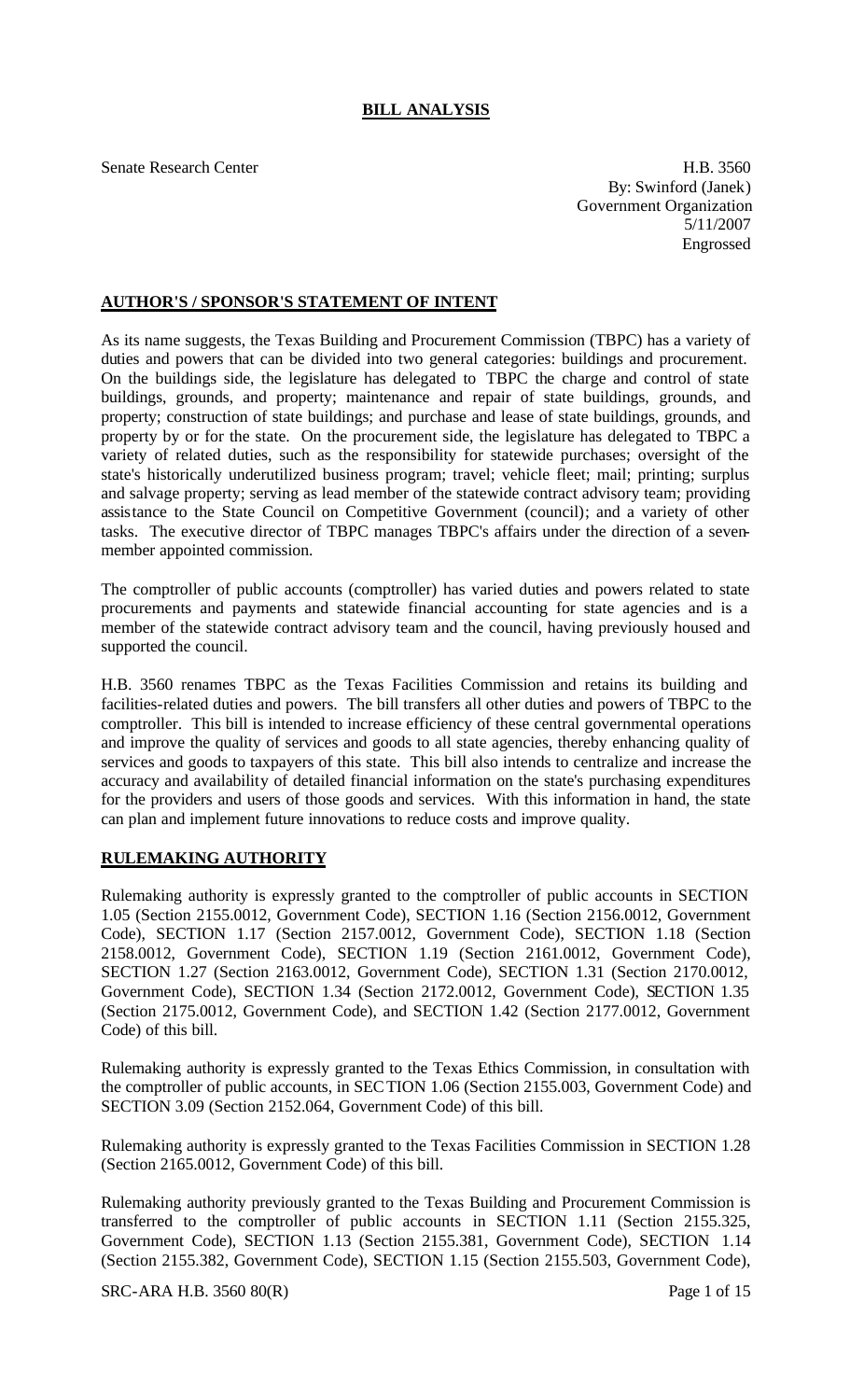# BILL ANALYSIS

Senate Research Center

H.B. 3560
By: Swinford (Janek)
Government Organization
5/11/2007
Engrossed

## AUTHOR'S / SPONSOR'S STATEMENT OF INTENT

As its name suggests, the Texas Building and Procurement Commission (TBPC) has a variety of duties and powers that can be divided into two general categories: buildings and procurement. On the buildings side, the legislature has delegated to TBPC the charge and control of state buildings, grounds, and property; maintenance and repair of state buildings, grounds, and property; construction of state buildings; and purchase and lease of state buildings, grounds, and property by or for the state. On the procurement side, the legislature has delegated to TBPC a variety of related duties, such as the responsibility for statewide purchases; oversight of the state's historically underutilized business program; travel; vehicle fleet; mail; printing; surplus and salvage property; serving as lead member of the statewide contract advisory team; providing assistance to the State Council on Competitive Government (council); and a variety of other tasks. The executive director of TBPC manages TBPC's affairs under the direction of a seven-member appointed commission.

The comptroller of public accounts (comptroller) has varied duties and powers related to state procurements and payments and statewide financial accounting for state agencies and is a member of the statewide contract advisory team and the council, having previously housed and supported the council.

H.B. 3560 renames TBPC as the Texas Facilities Commission and retains its building and facilities-related duties and powers. The bill transfers all other duties and powers of TBPC to the comptroller. This bill is intended to increase efficiency of these central governmental operations and improve the quality of services and goods to all state agencies, thereby enhancing quality of services and goods to taxpayers of this state. This bill also intends to centralize and increase the accuracy and availability of detailed financial information on the state's purchasing expenditures for the providers and users of those goods and services. With this information in hand, the state can plan and implement future innovations to reduce costs and improve quality.

## RULEMAKING AUTHORITY

Rulemaking authority is expressly granted to the comptroller of public accounts in SECTION 1.05 (Section 2155.0012, Government Code), SECTION 1.16 (Section 2156.0012, Government Code), SECTION 1.17 (Section 2157.0012, Government Code), SECTION 1.18 (Section 2158.0012, Government Code), SECTION 1.19 (Section 2161.0012, Government Code), SECTION 1.27 (Section 2163.0012, Government Code), SECTION 1.31 (Section 2170.0012, Government Code), SECTION 1.34 (Section 2172.0012, Government Code), SECTION 1.35 (Section 2175.0012, Government Code), and SECTION 1.42 (Section 2177.0012, Government Code) of this bill.

Rulemaking authority is expressly granted to the Texas Ethics Commission, in consultation with the comptroller of public accounts, in SECTION 1.06 (Section 2155.003, Government Code) and SECTION 3.09 (Section 2152.064, Government Code) of this bill.

Rulemaking authority is expressly granted to the Texas Facilities Commission in SECTION 1.28 (Section 2165.0012, Government Code) of this bill.

Rulemaking authority previously granted to the Texas Building and Procurement Commission is transferred to the comptroller of public accounts in SECTION 1.11 (Section 2155.325, Government Code), SECTION 1.13 (Section 2155.381, Government Code), SECTION 1.14 (Section 2155.382, Government Code), SECTION 1.15 (Section 2155.503, Government Code),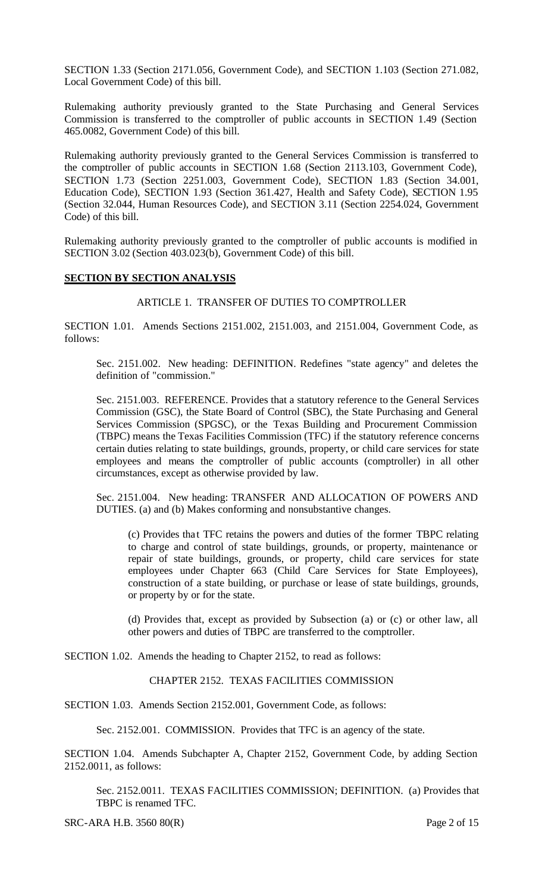SECTION 1.33 (Section 2171.056, Government Code), and SECTION 1.103 (Section 271.082, Local Government Code) of this bill.

Rulemaking authority previously granted to the State Purchasing and General Services Commission is transferred to the comptroller of public accounts in SECTION 1.49 (Section 465.0082, Government Code) of this bill.

Rulemaking authority previously granted to the General Services Commission is transferred to the comptroller of public accounts in SECTION 1.68 (Section 2113.103, Government Code), SECTION 1.73 (Section 2251.003, Government Code), SECTION 1.83 (Section 34.001, Education Code), SECTION 1.93 (Section 361.427, Health and Safety Code), SECTION 1.95 (Section 32.044, Human Resources Code), and SECTION 3.11 (Section 2254.024, Government Code) of this bill.

Rulemaking authority previously granted to the comptroller of public accounts is modified in SECTION 3.02 (Section 403.023(b), Government Code) of this bill.

## SECTION BY SECTION ANALYSIS

### ARTICLE 1. TRANSFER OF DUTIES TO COMPTROLLER

SECTION 1.01. Amends Sections 2151.002, 2151.003, and 2151.004, Government Code, as follows:

Sec. 2151.002. New heading: DEFINITION. Redefines "state agency" and deletes the definition of "commission."

Sec. 2151.003. REFERENCE. Provides that a statutory reference to the General Services Commission (GSC), the State Board of Control (SBC), the State Purchasing and General Services Commission (SPGSC), or the Texas Building and Procurement Commission (TBPC) means the Texas Facilities Commission (TFC) if the statutory reference concerns certain duties relating to state buildings, grounds, property, or child care services for state employees and means the comptroller of public accounts (comptroller) in all other circumstances, except as otherwise provided by law.

Sec. 2151.004. New heading: TRANSFER AND ALLOCATION OF POWERS AND DUTIES. (a) and (b) Makes conforming and nonsubstantive changes.

(c) Provides that TFC retains the powers and duties of the former TBPC relating to charge and control of state buildings, grounds, or property, maintenance or repair of state buildings, grounds, or property, child care services for state employees under Chapter 663 (Child Care Services for State Employees), construction of a state building, or purchase or lease of state buildings, grounds, or property by or for the state.

(d) Provides that, except as provided by Subsection (a) or (c) or other law, all other powers and duties of TBPC are transferred to the comptroller.

SECTION 1.02. Amends the heading to Chapter 2152, to read as follows:

CHAPTER 2152. TEXAS FACILITIES COMMISSION

SECTION 1.03. Amends Section 2152.001, Government Code, as follows:

Sec. 2152.001. COMMISSION. Provides that TFC is an agency of the state.

SECTION 1.04. Amends Subchapter A, Chapter 2152, Government Code, by adding Section 2152.0011, as follows:

Sec. 2152.0011. TEXAS FACILITIES COMMISSION; DEFINITION. (a) Provides that TBPC is renamed TFC.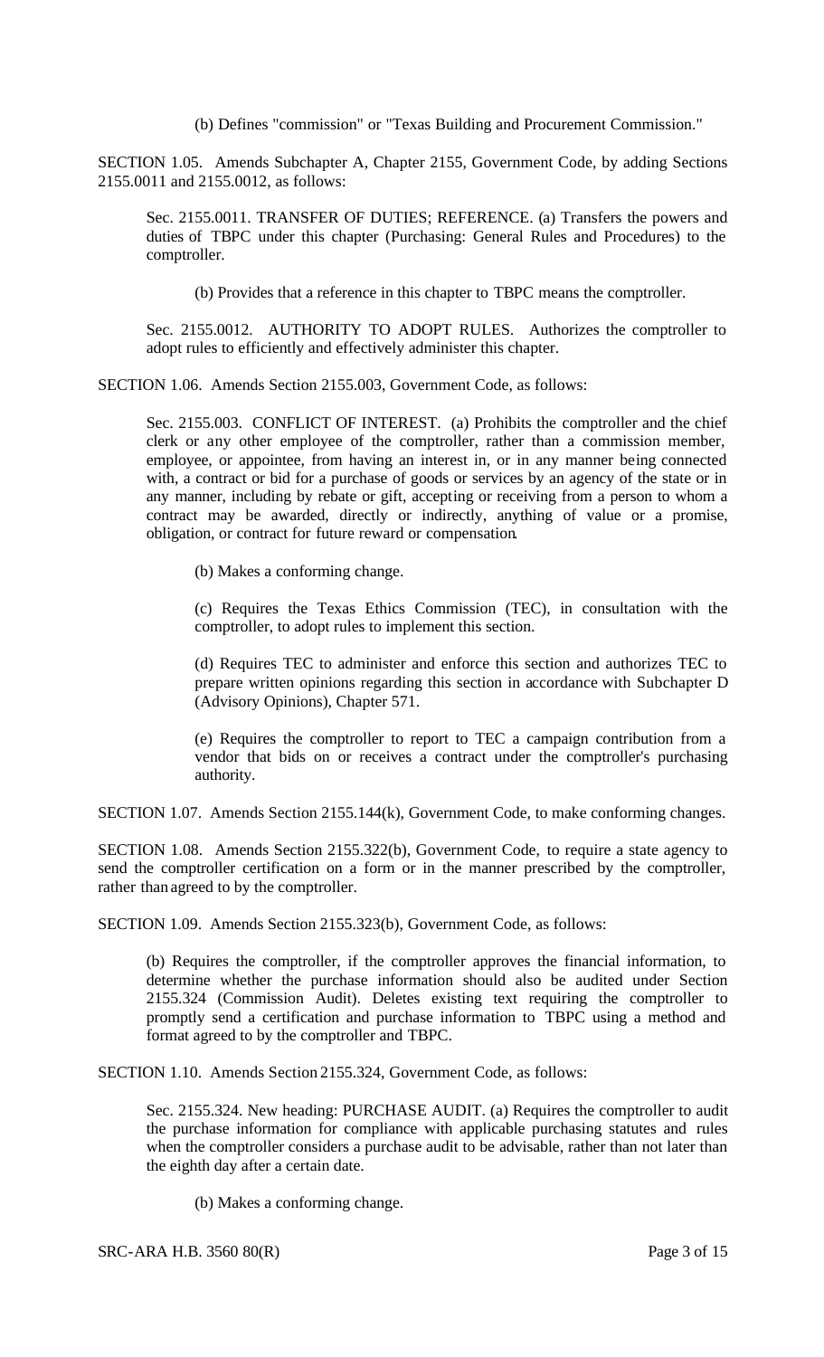(b) Defines "commission" or "Texas Building and Procurement Commission."

SECTION 1.05. Amends Subchapter A, Chapter 2155, Government Code, by adding Sections 2155.0011 and 2155.0012, as follows:

Sec. 2155.0011. TRANSFER OF DUTIES; REFERENCE. (a) Transfers the powers and duties of TBPC under this chapter (Purchasing: General Rules and Procedures) to the comptroller.

(b) Provides that a reference in this chapter to TBPC means the comptroller.

Sec. 2155.0012. AUTHORITY TO ADOPT RULES. Authorizes the comptroller to adopt rules to efficiently and effectively administer this chapter.

SECTION 1.06. Amends Section 2155.003, Government Code, as follows:

Sec. 2155.003. CONFLICT OF INTEREST. (a) Prohibits the comptroller and the chief clerk or any other employee of the comptroller, rather than a commission member, employee, or appointee, from having an interest in, or in any manner being connected with, a contract or bid for a purchase of goods or services by an agency of the state or in any manner, including by rebate or gift, accepting or receiving from a person to whom a contract may be awarded, directly or indirectly, anything of value or a promise, obligation, or contract for future reward or compensation.

(b) Makes a conforming change.

(c) Requires the Texas Ethics Commission (TEC), in consultation with the comptroller, to adopt rules to implement this section.

(d) Requires TEC to administer and enforce this section and authorizes TEC to prepare written opinions regarding this section in accordance with Subchapter D (Advisory Opinions), Chapter 571.

(e) Requires the comptroller to report to TEC a campaign contribution from a vendor that bids on or receives a contract under the comptroller's purchasing authority.

SECTION 1.07. Amends Section 2155.144(k), Government Code, to make conforming changes.

SECTION 1.08. Amends Section 2155.322(b), Government Code, to require a state agency to send the comptroller certification on a form or in the manner prescribed by the comptroller, rather than agreed to by the comptroller.

SECTION 1.09. Amends Section 2155.323(b), Government Code, as follows:

(b) Requires the comptroller, if the comptroller approves the financial information, to determine whether the purchase information should also be audited under Section 2155.324 (Commission Audit). Deletes existing text requiring the comptroller to promptly send a certification and purchase information to TBPC using a method and format agreed to by the comptroller and TBPC.

SECTION 1.10. Amends Section 2155.324, Government Code, as follows:

Sec. 2155.324. New heading: PURCHASE AUDIT. (a) Requires the comptroller to audit the purchase information for compliance with applicable purchasing statutes and rules when the comptroller considers a purchase audit to be advisable, rather than not later than the eighth day after a certain date.

(b) Makes a conforming change.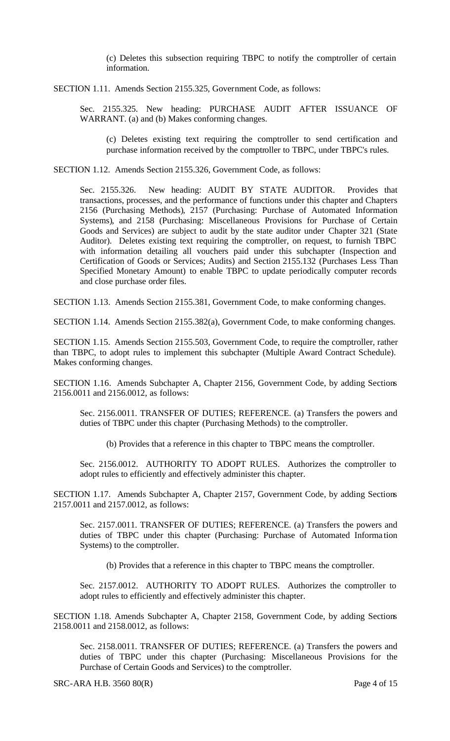(c) Deletes this subsection requiring TBPC to notify the comptroller of certain information.

SECTION 1.11. Amends Section 2155.325, Government Code, as follows:

Sec. 2155.325. New heading: PURCHASE AUDIT AFTER ISSUANCE OF WARRANT. (a) and (b) Makes conforming changes.

(c) Deletes existing text requiring the comptroller to send certification and purchase information received by the comptroller to TBPC, under TBPC's rules.

SECTION 1.12. Amends Section 2155.326, Government Code, as follows:

Sec. 2155.326. New heading: AUDIT BY STATE AUDITOR. Provides that transactions, processes, and the performance of functions under this chapter and Chapters 2156 (Purchasing Methods), 2157 (Purchasing: Purchase of Automated Information Systems), and 2158 (Purchasing: Miscellaneous Provisions for Purchase of Certain Goods and Services) are subject to audit by the state auditor under Chapter 321 (State Auditor). Deletes existing text requiring the comptroller, on request, to furnish TBPC with information detailing all vouchers paid under this subchapter (Inspection and Certification of Goods or Services; Audits) and Section 2155.132 (Purchases Less Than Specified Monetary Amount) to enable TBPC to update periodically computer records and close purchase order files.

SECTION 1.13. Amends Section 2155.381, Government Code, to make conforming changes.

SECTION 1.14. Amends Section 2155.382(a), Government Code, to make conforming changes.

SECTION 1.15. Amends Section 2155.503, Government Code, to require the comptroller, rather than TBPC, to adopt rules to implement this subchapter (Multiple Award Contract Schedule). Makes conforming changes.

SECTION 1.16. Amends Subchapter A, Chapter 2156, Government Code, by adding Sections 2156.0011 and 2156.0012, as follows:

Sec. 2156.0011. TRANSFER OF DUTIES; REFERENCE. (a) Transfers the powers and duties of TBPC under this chapter (Purchasing Methods) to the comptroller.

(b) Provides that a reference in this chapter to TBPC means the comptroller.

Sec. 2156.0012. AUTHORITY TO ADOPT RULES. Authorizes the comptroller to adopt rules to efficiently and effectively administer this chapter.

SECTION 1.17. Amends Subchapter A, Chapter 2157, Government Code, by adding Sections 2157.0011 and 2157.0012, as follows:

Sec. 2157.0011. TRANSFER OF DUTIES; REFERENCE. (a) Transfers the powers and duties of TBPC under this chapter (Purchasing: Purchase of Automated Information Systems) to the comptroller.

(b) Provides that a reference in this chapter to TBPC means the comptroller.

Sec. 2157.0012. AUTHORITY TO ADOPT RULES. Authorizes the comptroller to adopt rules to efficiently and effectively administer this chapter.

SECTION 1.18. Amends Subchapter A, Chapter 2158, Government Code, by adding Sections 2158.0011 and 2158.0012, as follows:

Sec. 2158.0011. TRANSFER OF DUTIES; REFERENCE. (a) Transfers the powers and duties of TBPC under this chapter (Purchasing: Miscellaneous Provisions for the Purchase of Certain Goods and Services) to the comptroller.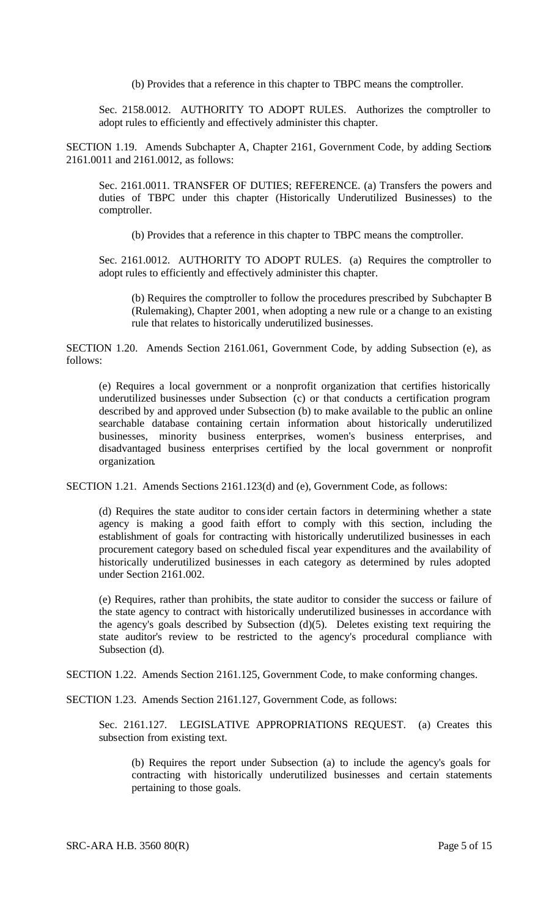(b) Provides that a reference in this chapter to TBPC means the comptroller.

Sec. 2158.0012. AUTHORITY TO ADOPT RULES. Authorizes the comptroller to adopt rules to efficiently and effectively administer this chapter.

SECTION 1.19. Amends Subchapter A, Chapter 2161, Government Code, by adding Sections 2161.0011 and 2161.0012, as follows:

Sec. 2161.0011. TRANSFER OF DUTIES; REFERENCE. (a) Transfers the powers and duties of TBPC under this chapter (Historically Underutilized Businesses) to the comptroller.

(b) Provides that a reference in this chapter to TBPC means the comptroller.

Sec. 2161.0012. AUTHORITY TO ADOPT RULES. (a) Requires the comptroller to adopt rules to efficiently and effectively administer this chapter.

(b) Requires the comptroller to follow the procedures prescribed by Subchapter B (Rulemaking), Chapter 2001, when adopting a new rule or a change to an existing rule that relates to historically underutilized businesses.

SECTION 1.20. Amends Section 2161.061, Government Code, by adding Subsection (e), as follows:

(e) Requires a local government or a nonprofit organization that certifies historically underutilized businesses under Subsection (c) or that conducts a certification program described by and approved under Subsection (b) to make available to the public an online searchable database containing certain information about historically underutilized businesses, minority business enterprises, women's business enterprises, and disadvantaged business enterprises certified by the local government or nonprofit organization.

SECTION 1.21. Amends Sections 2161.123(d) and (e), Government Code, as follows:

(d) Requires the state auditor to consider certain factors in determining whether a state agency is making a good faith effort to comply with this section, including the establishment of goals for contracting with historically underutilized businesses in each procurement category based on scheduled fiscal year expenditures and the availability of historically underutilized businesses in each category as determined by rules adopted under Section 2161.002.

(e) Requires, rather than prohibits, the state auditor to consider the success or failure of the state agency to contract with historically underutilized businesses in accordance with the agency's goals described by Subsection (d)(5). Deletes existing text requiring the state auditor's review to be restricted to the agency's procedural compliance with Subsection (d).

SECTION 1.22. Amends Section 2161.125, Government Code, to make conforming changes.

SECTION 1.23. Amends Section 2161.127, Government Code, as follows:

Sec. 2161.127. LEGISLATIVE APPROPRIATIONS REQUEST. (a) Creates this subsection from existing text.

(b) Requires the report under Subsection (a) to include the agency's goals for contracting with historically underutilized businesses and certain statements pertaining to those goals.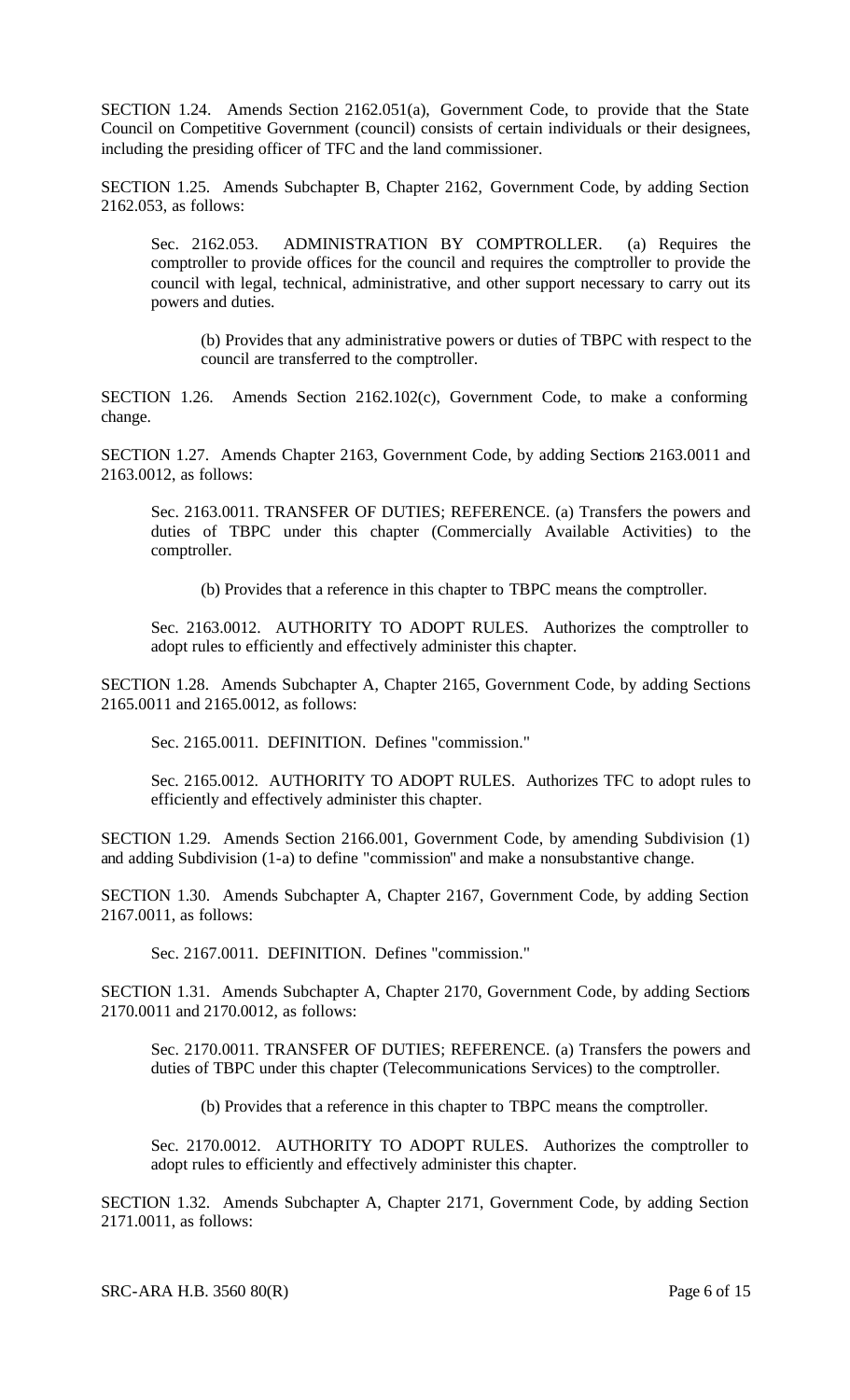SECTION 1.24. Amends Section 2162.051(a), Government Code, to provide that the State Council on Competitive Government (council) consists of certain individuals or their designees, including the presiding officer of TFC and the land commissioner.

SECTION 1.25. Amends Subchapter B, Chapter 2162, Government Code, by adding Section 2162.053, as follows:

> Sec. 2162.053. ADMINISTRATION BY COMPTROLLER. (a) Requires the comptroller to provide offices for the council and requires the comptroller to provide the council with legal, technical, administrative, and other support necessary to carry out its powers and duties.
>
> > (b) Provides that any administrative powers or duties of TBPC with respect to the council are transferred to the comptroller.

SECTION 1.26. Amends Section 2162.102(c), Government Code, to make a conforming change.

SECTION 1.27. Amends Chapter 2163, Government Code, by adding Sections 2163.0011 and 2163.0012, as follows:

> Sec. 2163.0011. TRANSFER OF DUTIES; REFERENCE. (a) Transfers the powers and duties of TBPC under this chapter (Commercially Available Activities) to the comptroller.
>
> > (b) Provides that a reference in this chapter to TBPC means the comptroller.
>
> Sec. 2163.0012. AUTHORITY TO ADOPT RULES. Authorizes the comptroller to adopt rules to efficiently and effectively administer this chapter.

SECTION 1.28. Amends Subchapter A, Chapter 2165, Government Code, by adding Sections 2165.0011 and 2165.0012, as follows:

> Sec. 2165.0011. DEFINITION. Defines "commission."
>
> Sec. 2165.0012. AUTHORITY TO ADOPT RULES. Authorizes TFC to adopt rules to efficiently and effectively administer this chapter.

SECTION 1.29. Amends Section 2166.001, Government Code, by amending Subdivision (1) and adding Subdivision (1-a) to define "commission" and make a nonsubstantive change.

SECTION 1.30. Amends Subchapter A, Chapter 2167, Government Code, by adding Section 2167.0011, as follows:

> Sec. 2167.0011. DEFINITION. Defines "commission."

SECTION 1.31. Amends Subchapter A, Chapter 2170, Government Code, by adding Sections 2170.0011 and 2170.0012, as follows:

> Sec. 2170.0011. TRANSFER OF DUTIES; REFERENCE. (a) Transfers the powers and duties of TBPC under this chapter (Telecommunications Services) to the comptroller.
>
> > (b) Provides that a reference in this chapter to TBPC means the comptroller.
>
> Sec. 2170.0012. AUTHORITY TO ADOPT RULES. Authorizes the comptroller to adopt rules to efficiently and effectively administer this chapter.

SECTION 1.32. Amends Subchapter A, Chapter 2171, Government Code, by adding Section 2171.0011, as follows: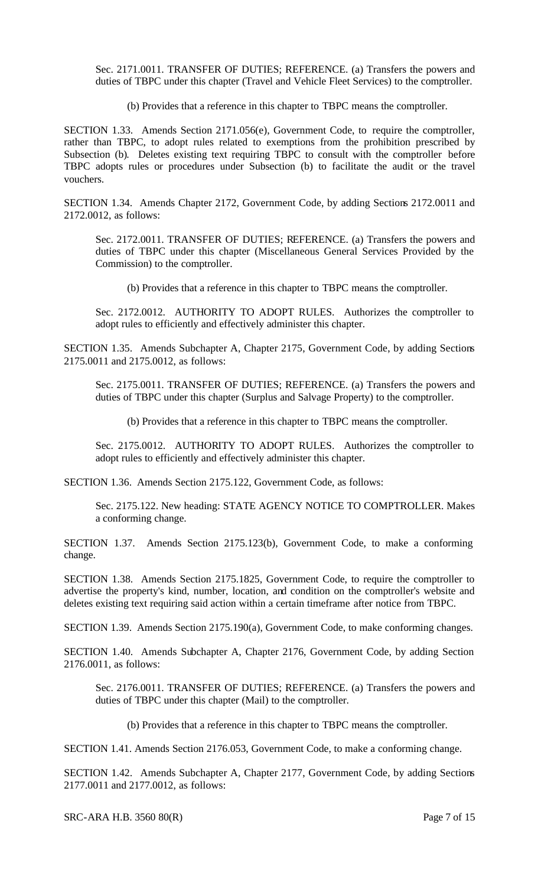Sec. 2171.0011. TRANSFER OF DUTIES; REFERENCE. (a) Transfers the powers and duties of TBPC under this chapter (Travel and Vehicle Fleet Services) to the comptroller.

(b) Provides that a reference in this chapter to TBPC means the comptroller.

SECTION 1.33. Amends Section 2171.056(e), Government Code, to require the comptroller, rather than TBPC, to adopt rules related to exemptions from the prohibition prescribed by Subsection (b). Deletes existing text requiring TBPC to consult with the comptroller before TBPC adopts rules or procedures under Subsection (b) to facilitate the audit or the travel vouchers.

SECTION 1.34. Amends Chapter 2172, Government Code, by adding Sections 2172.0011 and 2172.0012, as follows:

Sec. 2172.0011. TRANSFER OF DUTIES; REFERENCE. (a) Transfers the powers and duties of TBPC under this chapter (Miscellaneous General Services Provided by the Commission) to the comptroller.

(b) Provides that a reference in this chapter to TBPC means the comptroller.

Sec. 2172.0012. AUTHORITY TO ADOPT RULES. Authorizes the comptroller to adopt rules to efficiently and effectively administer this chapter.

SECTION 1.35. Amends Subchapter A, Chapter 2175, Government Code, by adding Sections 2175.0011 and 2175.0012, as follows:

Sec. 2175.0011. TRANSFER OF DUTIES; REFERENCE. (a) Transfers the powers and duties of TBPC under this chapter (Surplus and Salvage Property) to the comptroller.

(b) Provides that a reference in this chapter to TBPC means the comptroller.

Sec. 2175.0012. AUTHORITY TO ADOPT RULES. Authorizes the comptroller to adopt rules to efficiently and effectively administer this chapter.

SECTION 1.36. Amends Section 2175.122, Government Code, as follows:

Sec. 2175.122. New heading: STATE AGENCY NOTICE TO COMPTROLLER. Makes a conforming change.

SECTION 1.37. Amends Section 2175.123(b), Government Code, to make a conforming change.

SECTION 1.38. Amends Section 2175.1825, Government Code, to require the comptroller to advertise the property's kind, number, location, and condition on the comptroller's website and deletes existing text requiring said action within a certain timeframe after notice from TBPC.

SECTION 1.39. Amends Section 2175.190(a), Government Code, to make conforming changes.

SECTION 1.40. Amends Subchapter A, Chapter 2176, Government Code, by adding Section 2176.0011, as follows:

Sec. 2176.0011. TRANSFER OF DUTIES; REFERENCE. (a) Transfers the powers and duties of TBPC under this chapter (Mail) to the comptroller.

(b) Provides that a reference in this chapter to TBPC means the comptroller.

SECTION 1.41. Amends Section 2176.053, Government Code, to make a conforming change.

SECTION 1.42. Amends Subchapter A, Chapter 2177, Government Code, by adding Sections 2177.0011 and 2177.0012, as follows: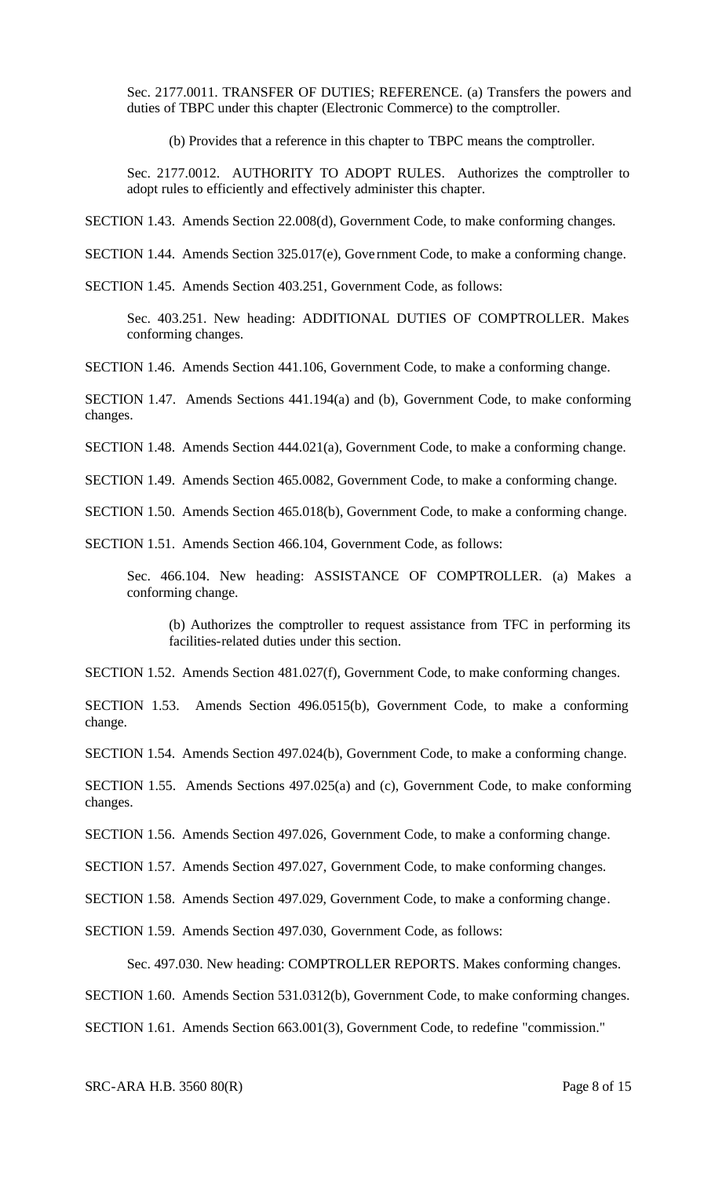Sec. 2177.0011. TRANSFER OF DUTIES; REFERENCE. (a) Transfers the powers and duties of TBPC under this chapter (Electronic Commerce) to the comptroller.

(b) Provides that a reference in this chapter to TBPC means the comptroller.

Sec. 2177.0012. AUTHORITY TO ADOPT RULES. Authorizes the comptroller to adopt rules to efficiently and effectively administer this chapter.

SECTION 1.43. Amends Section 22.008(d), Government Code, to make conforming changes.

SECTION 1.44. Amends Section 325.017(e), Government Code, to make a conforming change.

SECTION 1.45. Amends Section 403.251, Government Code, as follows:

Sec. 403.251. New heading: ADDITIONAL DUTIES OF COMPTROLLER. Makes conforming changes.

SECTION 1.46. Amends Section 441.106, Government Code, to make a conforming change.

SECTION 1.47. Amends Sections 441.194(a) and (b), Government Code, to make conforming changes.

SECTION 1.48. Amends Section 444.021(a), Government Code, to make a conforming change.

SECTION 1.49. Amends Section 465.0082, Government Code, to make a conforming change.

SECTION 1.50. Amends Section 465.018(b), Government Code, to make a conforming change.

SECTION 1.51. Amends Section 466.104, Government Code, as follows:

Sec. 466.104. New heading: ASSISTANCE OF COMPTROLLER. (a) Makes a conforming change.

(b) Authorizes the comptroller to request assistance from TFC in performing its facilities-related duties under this section.

SECTION 1.52. Amends Section 481.027(f), Government Code, to make conforming changes.

SECTION 1.53. Amends Section 496.0515(b), Government Code, to make a conforming change.

SECTION 1.54. Amends Section 497.024(b), Government Code, to make a conforming change.

SECTION 1.55. Amends Sections 497.025(a) and (c), Government Code, to make conforming changes.

SECTION 1.56. Amends Section 497.026, Government Code, to make a conforming change.

SECTION 1.57. Amends Section 497.027, Government Code, to make conforming changes.

SECTION 1.58. Amends Section 497.029, Government Code, to make a conforming change.

SECTION 1.59. Amends Section 497.030, Government Code, as follows:

Sec. 497.030. New heading: COMPTROLLER REPORTS. Makes conforming changes.

SECTION 1.60. Amends Section 531.0312(b), Government Code, to make conforming changes.

SECTION 1.61. Amends Section 663.001(3), Government Code, to redefine "commission."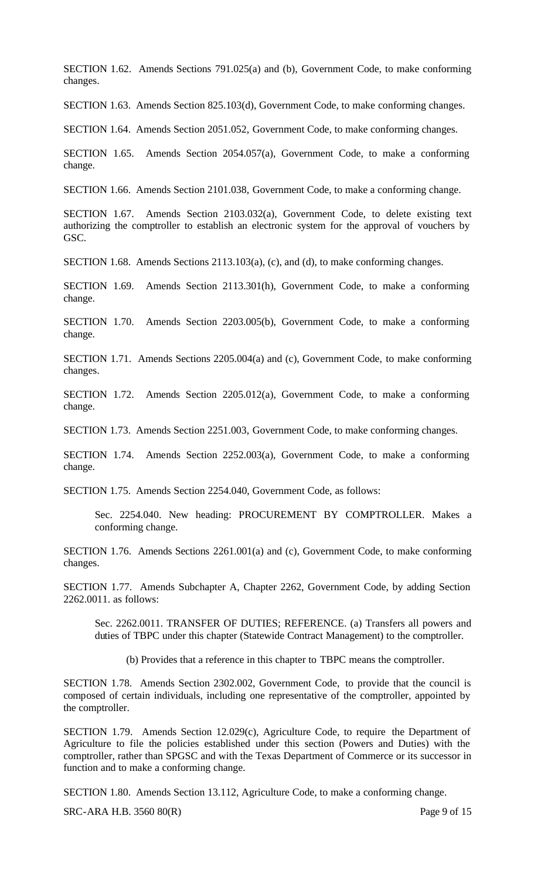SECTION 1.62. Amends Sections 791.025(a) and (b), Government Code, to make conforming changes.

SECTION 1.63. Amends Section 825.103(d), Government Code, to make conforming changes.

SECTION 1.64. Amends Section 2051.052, Government Code, to make conforming changes.

SECTION 1.65. Amends Section 2054.057(a), Government Code, to make a conforming change.

SECTION 1.66. Amends Section 2101.038, Government Code, to make a conforming change.

SECTION 1.67. Amends Section 2103.032(a), Government Code, to delete existing text authorizing the comptroller to establish an electronic system for the approval of vouchers by GSC.

SECTION 1.68. Amends Sections 2113.103(a), (c), and (d), to make conforming changes.

SECTION 1.69. Amends Section 2113.301(h), Government Code, to make a conforming change.

SECTION 1.70. Amends Section 2203.005(b), Government Code, to make a conforming change.

SECTION 1.71. Amends Sections 2205.004(a) and (c), Government Code, to make conforming changes.

SECTION 1.72. Amends Section 2205.012(a), Government Code, to make a conforming change.

SECTION 1.73. Amends Section 2251.003, Government Code, to make conforming changes.

SECTION 1.74. Amends Section 2252.003(a), Government Code, to make a conforming change.

SECTION 1.75. Amends Section 2254.040, Government Code, as follows:

> Sec. 2254.040. New heading: PROCUREMENT BY COMPTROLLER. Makes a conforming change.

SECTION 1.76. Amends Sections 2261.001(a) and (c), Government Code, to make conforming changes.

SECTION 1.77. Amends Subchapter A, Chapter 2262, Government Code, by adding Section 2262.0011. as follows:

> Sec. 2262.0011. TRANSFER OF DUTIES; REFERENCE. (a) Transfers all powers and duties of TBPC under this chapter (Statewide Contract Management) to the comptroller.
>
> (b) Provides that a reference in this chapter to TBPC means the comptroller.

SECTION 1.78. Amends Section 2302.002, Government Code, to provide that the council is composed of certain individuals, including one representative of the comptroller, appointed by the comptroller.

SECTION 1.79. Amends Section 12.029(c), Agriculture Code, to require the Department of Agriculture to file the policies established under this section (Powers and Duties) with the comptroller, rather than SPGSC and with the Texas Department of Commerce or its successor in function and to make a conforming change.

SECTION 1.80. Amends Section 13.112, Agriculture Code, to make a conforming change.

SRC-ARA H.B. 3560 80(R)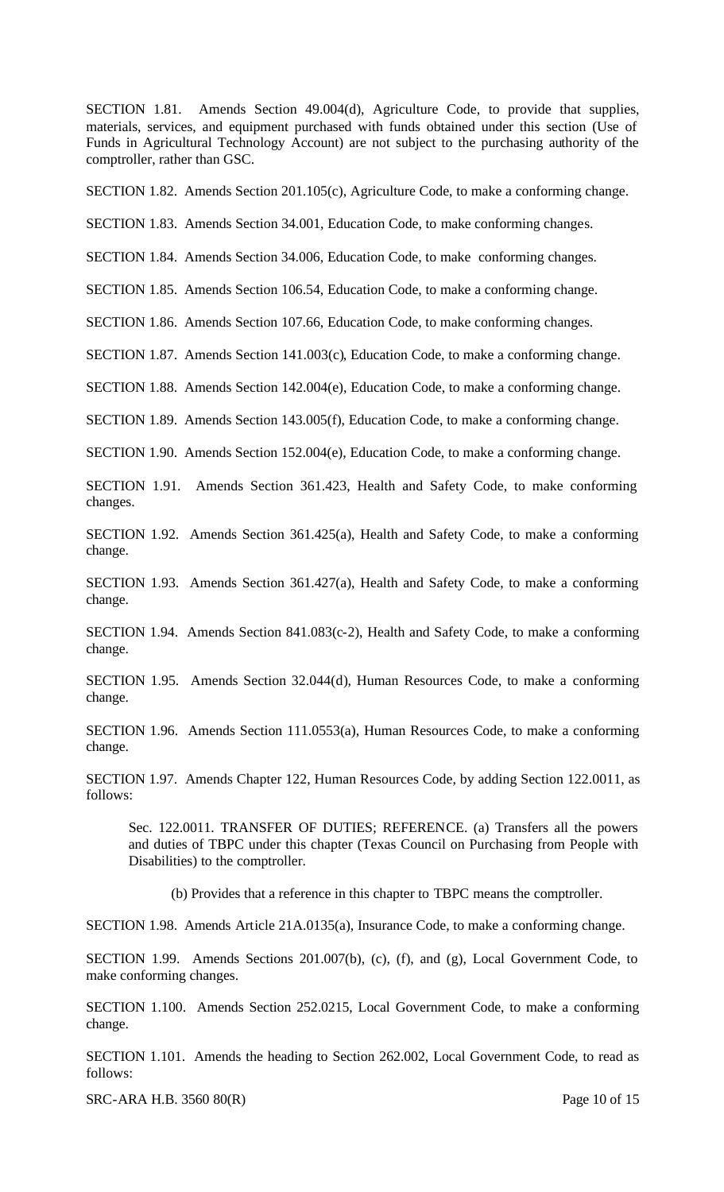SECTION 1.81. Amends Section 49.004(d), Agriculture Code, to provide that supplies, materials, services, and equipment purchased with funds obtained under this section (Use of Funds in Agricultural Technology Account) are not subject to the purchasing authority of the comptroller, rather than GSC.

SECTION 1.82. Amends Section 201.105(c), Agriculture Code, to make a conforming change.

SECTION 1.83. Amends Section 34.001, Education Code, to make conforming changes.

SECTION 1.84. Amends Section 34.006, Education Code, to make conforming changes.

SECTION 1.85. Amends Section 106.54, Education Code, to make a conforming change.

SECTION 1.86. Amends Section 107.66, Education Code, to make conforming changes.

SECTION 1.87. Amends Section 141.003(c), Education Code, to make a conforming change.

SECTION 1.88. Amends Section 142.004(e), Education Code, to make a conforming change.

SECTION 1.89. Amends Section 143.005(f), Education Code, to make a conforming change.

SECTION 1.90. Amends Section 152.004(e), Education Code, to make a conforming change.

SECTION 1.91. Amends Section 361.423, Health and Safety Code, to make conforming changes.

SECTION 1.92. Amends Section 361.425(a), Health and Safety Code, to make a conforming change.

SECTION 1.93. Amends Section 361.427(a), Health and Safety Code, to make a conforming change.

SECTION 1.94. Amends Section 841.083(c-2), Health and Safety Code, to make a conforming change.

SECTION 1.95. Amends Section 32.044(d), Human Resources Code, to make a conforming change.

SECTION 1.96. Amends Section 111.0553(a), Human Resources Code, to make a conforming change.

SECTION 1.97. Amends Chapter 122, Human Resources Code, by adding Section 122.0011, as follows:

> Sec. 122.0011. TRANSFER OF DUTIES; REFERENCE. (a) Transfers all the powers and duties of TBPC under this chapter (Texas Council on Purchasing from People with Disabilities) to the comptroller.
>
> (b) Provides that a reference in this chapter to TBPC means the comptroller.

SECTION 1.98. Amends Article 21A.0135(a), Insurance Code, to make a conforming change.

SECTION 1.99. Amends Sections 201.007(b), (c), (f), and (g), Local Government Code, to make conforming changes.

SECTION 1.100. Amends Section 252.0215, Local Government Code, to make a conforming change.

SECTION 1.101. Amends the heading to Section 262.002, Local Government Code, to read as follows: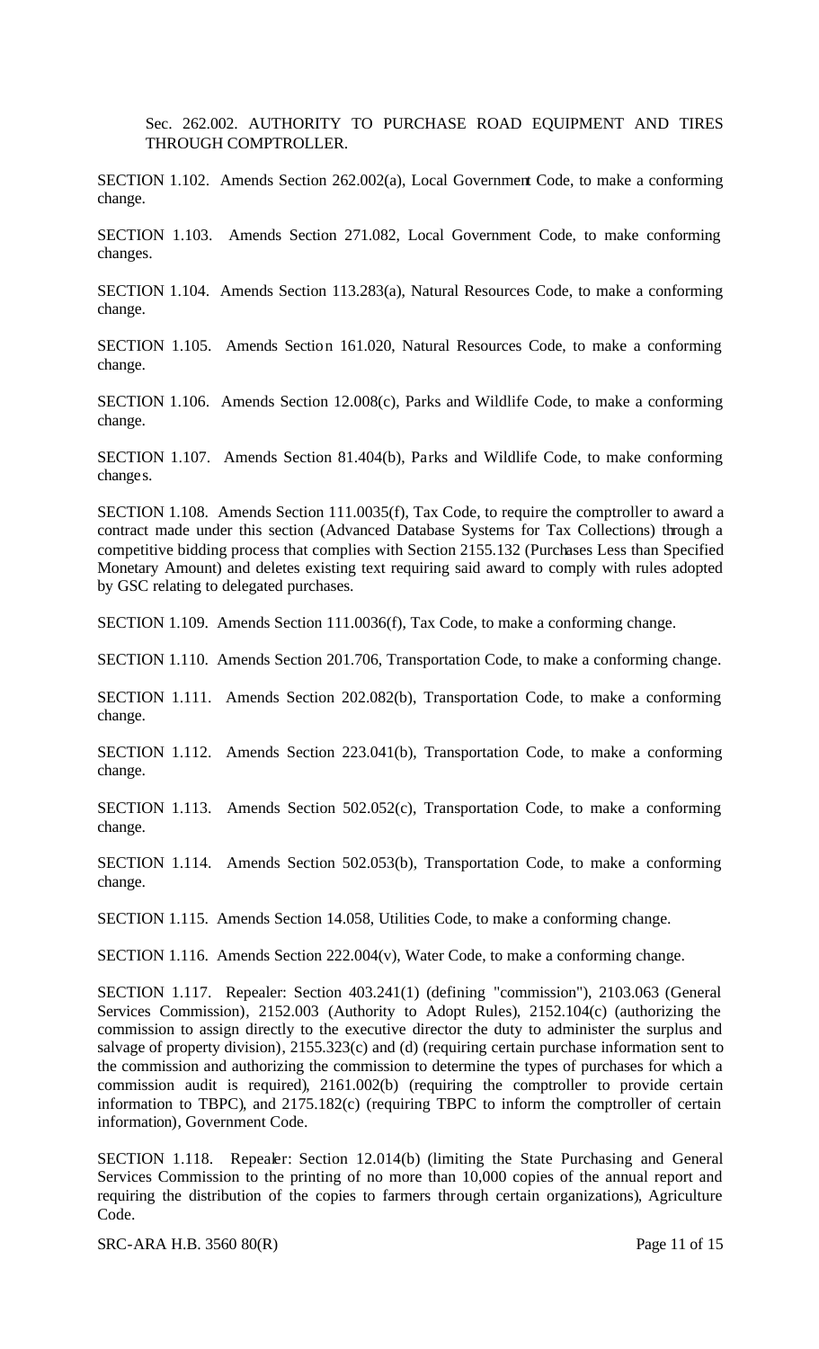Sec. 262.002. AUTHORITY TO PURCHASE ROAD EQUIPMENT AND TIRES THROUGH COMPTROLLER.

SECTION 1.102. Amends Section 262.002(a), Local Government Code, to make a conforming change.

SECTION 1.103. Amends Section 271.082, Local Government Code, to make conforming changes.

SECTION 1.104. Amends Section 113.283(a), Natural Resources Code, to make a conforming change.

SECTION 1.105. Amends Section 161.020, Natural Resources Code, to make a conforming change.

SECTION 1.106. Amends Section 12.008(c), Parks and Wildlife Code, to make a conforming change.

SECTION 1.107. Amends Section 81.404(b), Parks and Wildlife Code, to make conforming changes.

SECTION 1.108. Amends Section 111.0035(f), Tax Code, to require the comptroller to award a contract made under this section (Advanced Database Systems for Tax Collections) through a competitive bidding process that complies with Section 2155.132 (Purchases Less than Specified Monetary Amount) and deletes existing text requiring said award to comply with rules adopted by GSC relating to delegated purchases.

SECTION 1.109. Amends Section 111.0036(f), Tax Code, to make a conforming change.

SECTION 1.110. Amends Section 201.706, Transportation Code, to make a conforming change.

SECTION 1.111. Amends Section 202.082(b), Transportation Code, to make a conforming change.

SECTION 1.112. Amends Section 223.041(b), Transportation Code, to make a conforming change.

SECTION 1.113. Amends Section 502.052(c), Transportation Code, to make a conforming change.

SECTION 1.114. Amends Section 502.053(b), Transportation Code, to make a conforming change.

SECTION 1.115. Amends Section 14.058, Utilities Code, to make a conforming change.

SECTION 1.116. Amends Section 222.004(v), Water Code, to make a conforming change.

SECTION 1.117. Repealer: Section 403.241(1) (defining "commission"), 2103.063 (General Services Commission), 2152.003 (Authority to Adopt Rules), 2152.104(c) (authorizing the commission to assign directly to the executive director the duty to administer the surplus and salvage of property division), 2155.323(c) and (d) (requiring certain purchase information sent to the commission and authorizing the commission to determine the types of purchases for which a commission audit is required), 2161.002(b) (requiring the comptroller to provide certain information to TBPC), and 2175.182(c) (requiring TBPC to inform the comptroller of certain information), Government Code.

SECTION 1.118. Repealer: Section 12.014(b) (limiting the State Purchasing and General Services Commission to the printing of no more than 10,000 copies of the annual report and requiring the distribution of the copies to farmers through certain organizations), Agriculture Code.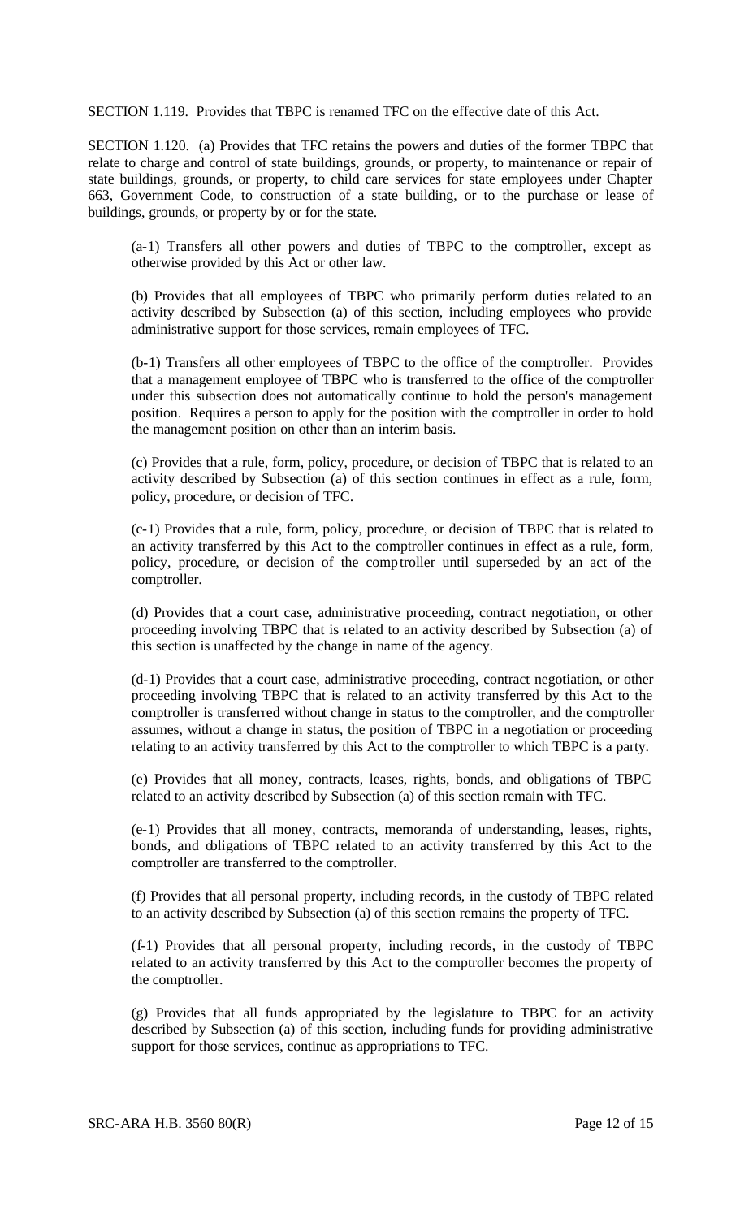SECTION 1.119. Provides that TBPC is renamed TFC on the effective date of this Act.

SECTION 1.120. (a) Provides that TFC retains the powers and duties of the former TBPC that relate to charge and control of state buildings, grounds, or property, to maintenance or repair of state buildings, grounds, or property, to child care services for state employees under Chapter 663, Government Code, to construction of a state building, or to the purchase or lease of buildings, grounds, or property by or for the state.

(a-1) Transfers all other powers and duties of TBPC to the comptroller, except as otherwise provided by this Act or other law.

(b) Provides that all employees of TBPC who primarily perform duties related to an activity described by Subsection (a) of this section, including employees who provide administrative support for those services, remain employees of TFC.

(b-1) Transfers all other employees of TBPC to the office of the comptroller. Provides that a management employee of TBPC who is transferred to the office of the comptroller under this subsection does not automatically continue to hold the person's management position. Requires a person to apply for the position with the comptroller in order to hold the management position on other than an interim basis.

(c) Provides that a rule, form, policy, procedure, or decision of TBPC that is related to an activity described by Subsection (a) of this section continues in effect as a rule, form, policy, procedure, or decision of TFC.

(c-1) Provides that a rule, form, policy, procedure, or decision of TBPC that is related to an activity transferred by this Act to the comptroller continues in effect as a rule, form, policy, procedure, or decision of the comptroller until superseded by an act of the comptroller.

(d) Provides that a court case, administrative proceeding, contract negotiation, or other proceeding involving TBPC that is related to an activity described by Subsection (a) of this section is unaffected by the change in name of the agency.

(d-1) Provides that a court case, administrative proceeding, contract negotiation, or other proceeding involving TBPC that is related to an activity transferred by this Act to the comptroller is transferred without change in status to the comptroller, and the comptroller assumes, without a change in status, the position of TBPC in a negotiation or proceeding relating to an activity transferred by this Act to the comptroller to which TBPC is a party.

(e) Provides that all money, contracts, leases, rights, bonds, and obligations of TBPC related to an activity described by Subsection (a) of this section remain with TFC.

(e-1) Provides that all money, contracts, memoranda of understanding, leases, rights, bonds, and obligations of TBPC related to an activity transferred by this Act to the comptroller are transferred to the comptroller.

(f) Provides that all personal property, including records, in the custody of TBPC related to an activity described by Subsection (a) of this section remains the property of TFC.

(f-1) Provides that all personal property, including records, in the custody of TBPC related to an activity transferred by this Act to the comptroller becomes the property of the comptroller.

(g) Provides that all funds appropriated by the legislature to TBPC for an activity described by Subsection (a) of this section, including funds for providing administrative support for those services, continue as appropriations to TFC.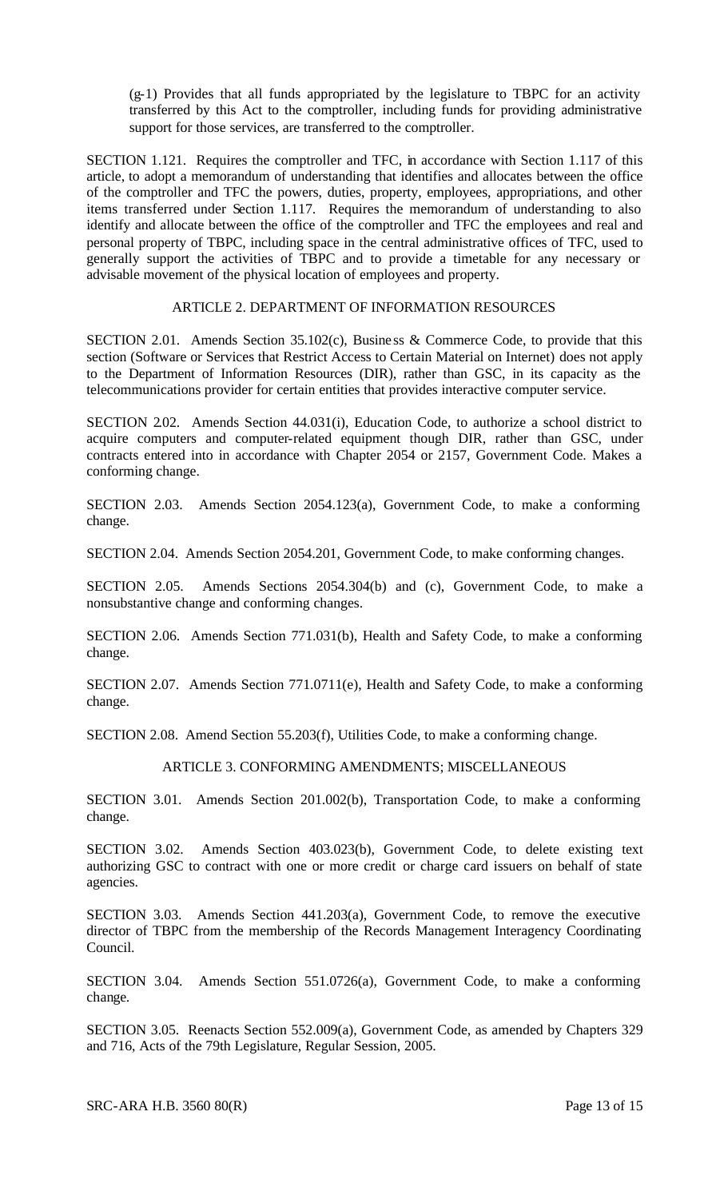(g-1) Provides that all funds appropriated by the legislature to TBPC for an activity transferred by this Act to the comptroller, including funds for providing administrative support for those services, are transferred to the comptroller.

SECTION 1.121. Requires the comptroller and TFC, in accordance with Section 1.117 of this article, to adopt a memorandum of understanding that identifies and allocates between the office of the comptroller and TFC the powers, duties, property, employees, appropriations, and other items transferred under Section 1.117. Requires the memorandum of understanding to also identify and allocate between the office of the comptroller and TFC the employees and real and personal property of TBPC, including space in the central administrative offices of TFC, used to generally support the activities of TBPC and to provide a timetable for any necessary or advisable movement of the physical location of employees and property.

## ARTICLE 2. DEPARTMENT OF INFORMATION RESOURCES

SECTION 2.01. Amends Section 35.102(c), Business & Commerce Code, to provide that this section (Software or Services that Restrict Access to Certain Material on Internet) does not apply to the Department of Information Resources (DIR), rather than GSC, in its capacity as the telecommunications provider for certain entities that provides interactive computer service.

SECTION 2.02. Amends Section 44.031(i), Education Code, to authorize a school district to acquire computers and computer-related equipment though DIR, rather than GSC, under contracts entered into in accordance with Chapter 2054 or 2157, Government Code. Makes a conforming change.

SECTION 2.03. Amends Section 2054.123(a), Government Code, to make a conforming change.

SECTION 2.04. Amends Section 2054.201, Government Code, to make conforming changes.

SECTION 2.05. Amends Sections 2054.304(b) and (c), Government Code, to make a nonsubstantive change and conforming changes.

SECTION 2.06. Amends Section 771.031(b), Health and Safety Code, to make a conforming change.

SECTION 2.07. Amends Section 771.0711(e), Health and Safety Code, to make a conforming change.

SECTION 2.08. Amend Section 55.203(f), Utilities Code, to make a conforming change.

## ARTICLE 3. CONFORMING AMENDMENTS; MISCELLANEOUS

SECTION 3.01. Amends Section 201.002(b), Transportation Code, to make a conforming change.

SECTION 3.02. Amends Section 403.023(b), Government Code, to delete existing text authorizing GSC to contract with one or more credit or charge card issuers on behalf of state agencies.

SECTION 3.03. Amends Section 441.203(a), Government Code, to remove the executive director of TBPC from the membership of the Records Management Interagency Coordinating Council.

SECTION 3.04. Amends Section 551.0726(a), Government Code, to make a conforming change.

SECTION 3.05. Reenacts Section 552.009(a), Government Code, as amended by Chapters 329 and 716, Acts of the 79th Legislature, Regular Session, 2005.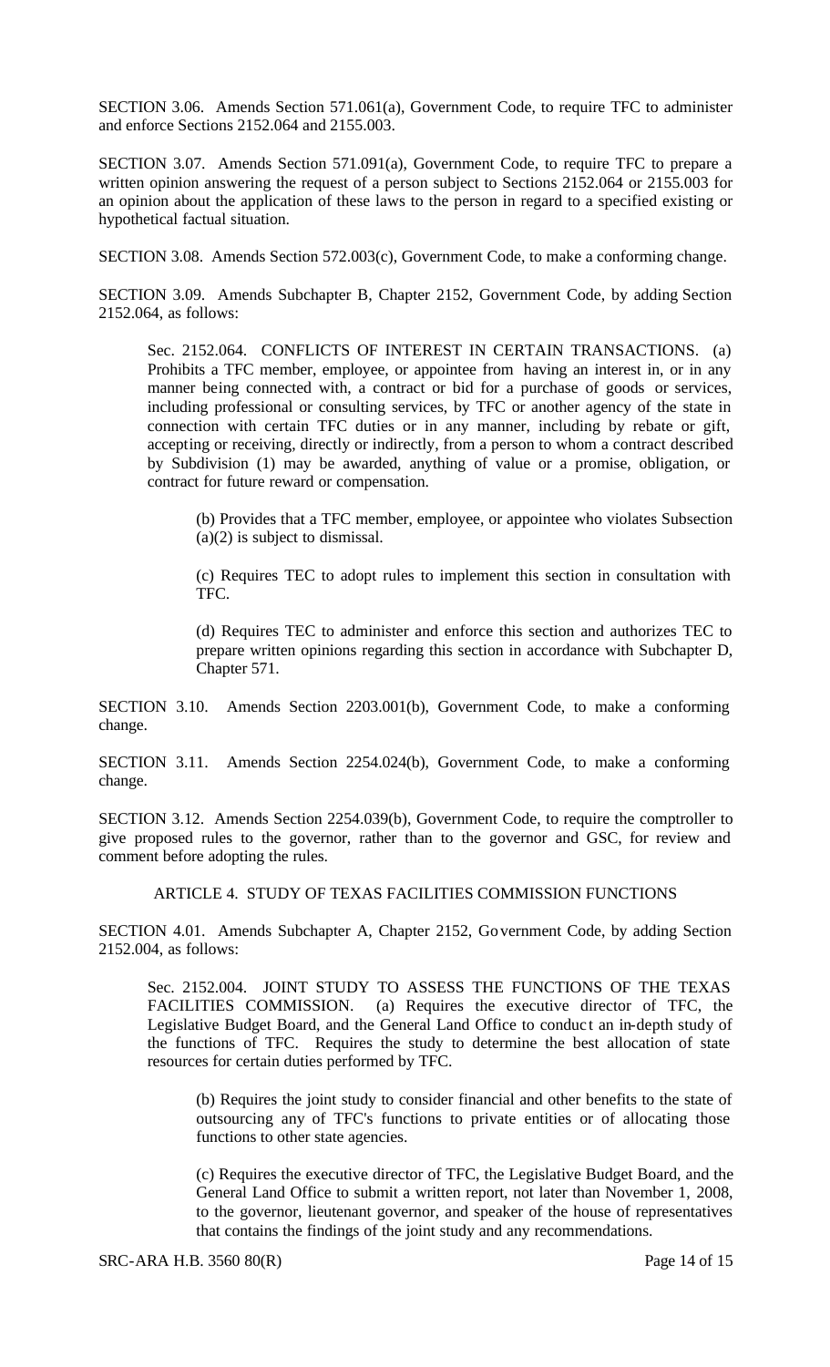SECTION 3.06. Amends Section 571.061(a), Government Code, to require TFC to administer and enforce Sections 2152.064 and 2155.003.

SECTION 3.07. Amends Section 571.091(a), Government Code, to require TFC to prepare a written opinion answering the request of a person subject to Sections 2152.064 or 2155.003 for an opinion about the application of these laws to the person in regard to a specified existing or hypothetical factual situation.

SECTION 3.08. Amends Section 572.003(c), Government Code, to make a conforming change.

SECTION 3.09. Amends Subchapter B, Chapter 2152, Government Code, by adding Section 2152.064, as follows:

> Sec. 2152.064. CONFLICTS OF INTEREST IN CERTAIN TRANSACTIONS. (a) Prohibits a TFC member, employee, or appointee from having an interest in, or in any manner being connected with, a contract or bid for a purchase of goods or services, including professional or consulting services, by TFC or another agency of the state in connection with certain TFC duties or in any manner, including by rebate or gift, accepting or receiving, directly or indirectly, from a person to whom a contract described by Subdivision (1) may be awarded, anything of value or a promise, obligation, or contract for future reward or compensation.
>
> > (b) Provides that a TFC member, employee, or appointee who violates Subsection (a)(2) is subject to dismissal.
> >
> > (c) Requires TEC to adopt rules to implement this section in consultation with TFC.
> >
> > (d) Requires TEC to administer and enforce this section and authorizes TEC to prepare written opinions regarding this section in accordance with Subchapter D, Chapter 571.

SECTION 3.10. Amends Section 2203.001(b), Government Code, to make a conforming change.

SECTION 3.11. Amends Section 2254.024(b), Government Code, to make a conforming change.

SECTION 3.12. Amends Section 2254.039(b), Government Code, to require the comptroller to give proposed rules to the governor, rather than to the governor and GSC, for review and comment before adopting the rules.

## ARTICLE 4. STUDY OF TEXAS FACILITIES COMMISSION FUNCTIONS

SECTION 4.01. Amends Subchapter A, Chapter 2152, Government Code, by adding Section 2152.004, as follows:

> Sec. 2152.004. JOINT STUDY TO ASSESS THE FUNCTIONS OF THE TEXAS FACILITIES COMMISSION. (a) Requires the executive director of TFC, the Legislative Budget Board, and the General Land Office to conduct an in-depth study of the functions of TFC. Requires the study to determine the best allocation of state resources for certain duties performed by TFC.
>
> > (b) Requires the joint study to consider financial and other benefits to the state of outsourcing any of TFC's functions to private entities or of allocating those functions to other state agencies.
> >
> > (c) Requires the executive director of TFC, the Legislative Budget Board, and the General Land Office to submit a written report, not later than November 1, 2008, to the governor, lieutenant governor, and speaker of the house of representatives that contains the findings of the joint study and any recommendations.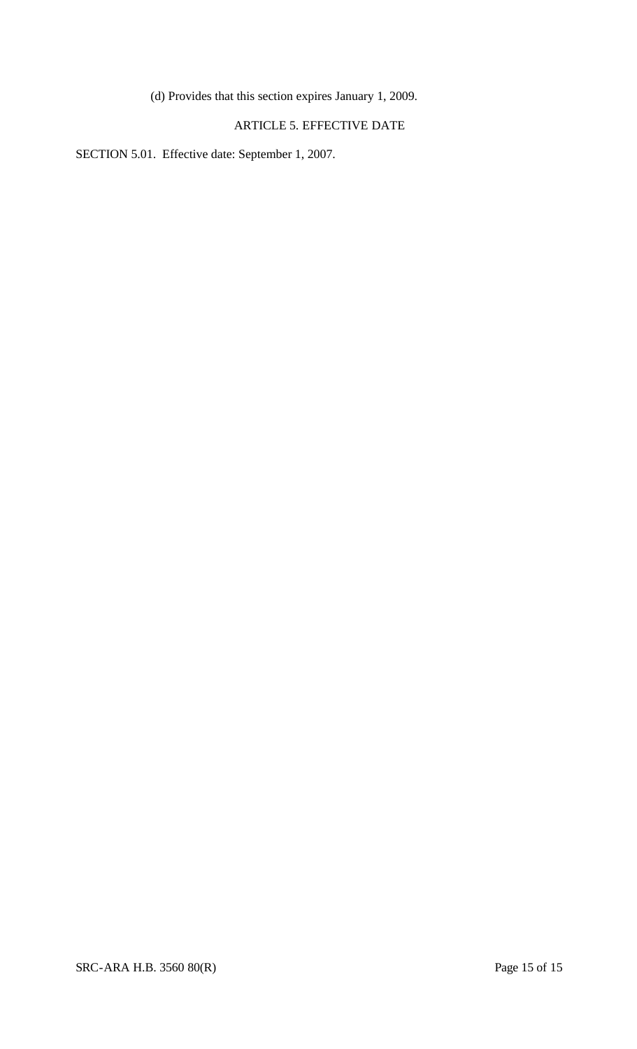(d) Provides that this section expires January 1, 2009.

ARTICLE 5. EFFECTIVE DATE

SECTION 5.01. Effective date: September 1, 2007.